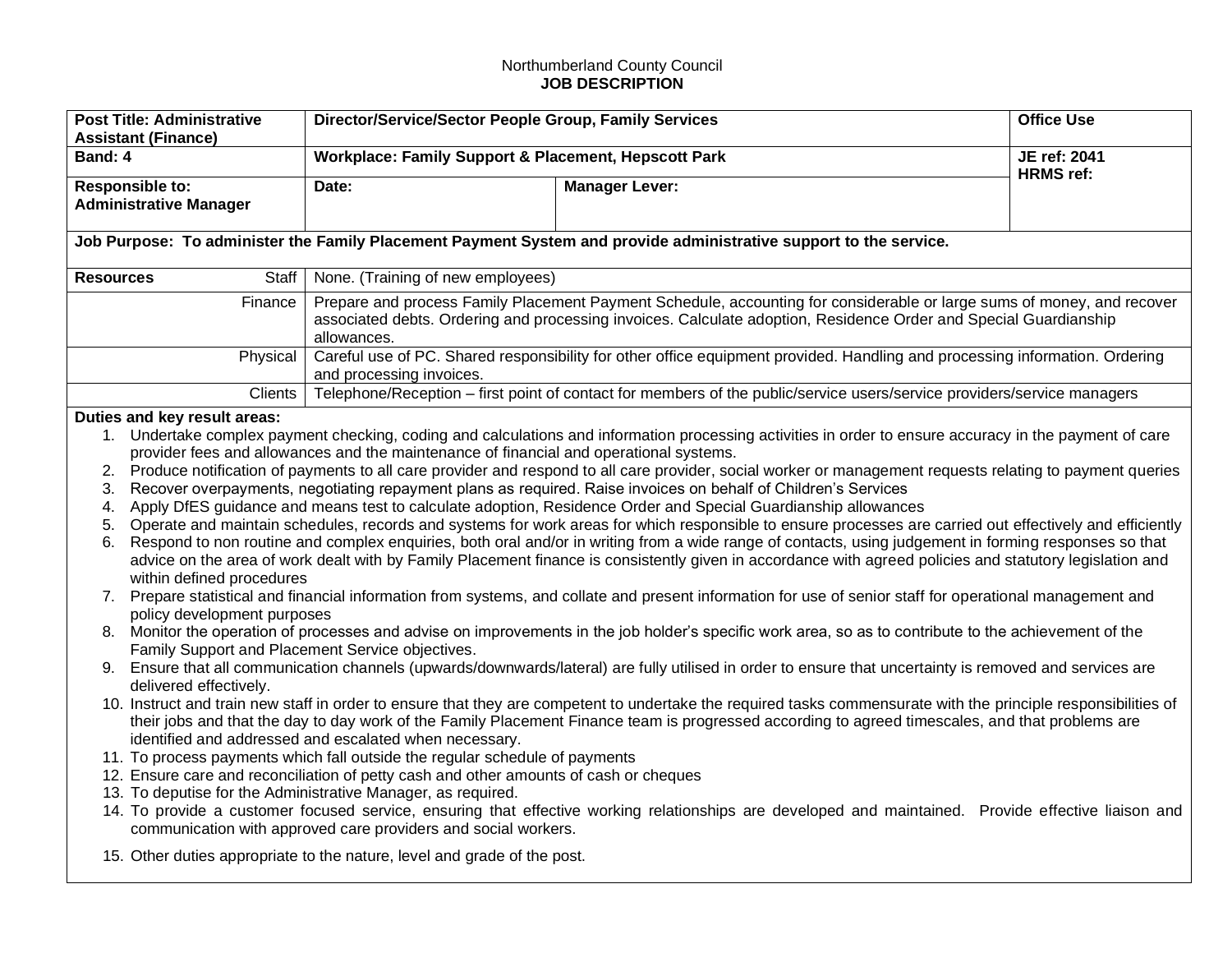Northumberland County Council

**JOB DESCRIPTION**

| **Post Title: Administrative Assistant (Finance)** | **Director/Service/Sector People Group, Family Services** | | **Office Use** |
|---|---|---|---|
| **Band: 4** | **Workplace: Family Support & Placement, Hepscott Park** | | **JE ref: 2041**<br>**HRMS ref:** |
| **Responsible to: Administrative Manager** | **Date:** | **Manager Lever:** | |
| **Job Purpose: To administer the Family Placement Payment System and provide administrative support to the service.** | | | |
| **Resources** Staff | None. (Training of new employees) | | |
| Finance | Prepare and process Family Placement Payment Schedule, accounting for considerable or large sums of money, and recover associated debts. Ordering and processing invoices. Calculate adoption, Residence Order and Special Guardianship allowances. | | |
| Physical | Careful use of PC. Shared responsibility for other office equipment provided. Handling and processing information. Ordering and processing invoices. | | |
| Clients | Telephone/Reception – first point of contact for members of the public/service users/service providers/service managers | | |

**Duties and key result areas:**

1. Undertake complex payment checking, coding and calculations and information processing activities in order to ensure accuracy in the payment of care provider fees and allowances and the maintenance of financial and operational systems.
2. Produce notification of payments to all care provider and respond to all care provider, social worker or management requests relating to payment queries
3. Recover overpayments, negotiating repayment plans as required. Raise invoices on behalf of Children's Services
4. Apply DfES guidance and means test to calculate adoption, Residence Order and Special Guardianship allowances
5. Operate and maintain schedules, records and systems for work areas for which responsible to ensure processes are carried out effectively and efficiently
6. Respond to non routine and complex enquiries, both oral and/or in writing from a wide range of contacts, using judgement in forming responses so that advice on the area of work dealt with by Family Placement finance is consistently given in accordance with agreed policies and statutory legislation and within defined procedures
7. Prepare statistical and financial information from systems, and collate and present information for use of senior staff for operational management and policy development purposes
8. Monitor the operation of processes and advise on improvements in the job holder's specific work area, so as to contribute to the achievement of the Family Support and Placement Service objectives.
9. Ensure that all communication channels (upwards/downwards/lateral) are fully utilised in order to ensure that uncertainty is removed and services are delivered effectively.
10. Instruct and train new staff in order to ensure that they are competent to undertake the required tasks commensurate with the principle responsibilities of their jobs and that the day to day work of the Family Placement Finance team is progressed according to agreed timescales, and that problems are identified and addressed and escalated when necessary.
11. To process payments which fall outside the regular schedule of payments
12. Ensure care and reconciliation of petty cash and other amounts of cash or cheques
13. To deputise for the Administrative Manager, as required.
14. To provide a customer focused service, ensuring that effective working relationships are developed and maintained. Provide effective liaison and communication with approved care providers and social workers.
15. Other duties appropriate to the nature, level and grade of the post.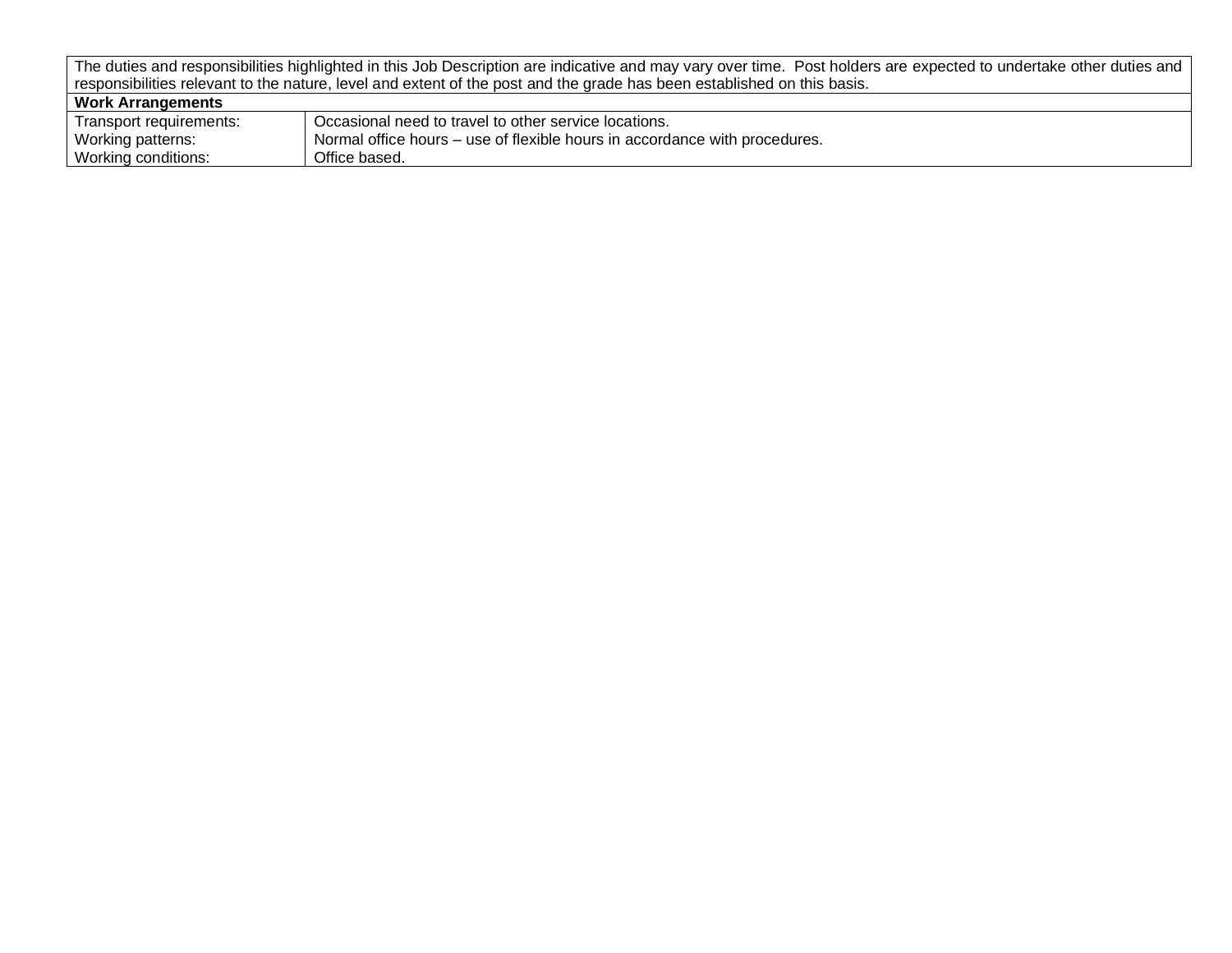| The duties and responsibilities highlighted in this Job Description are indicative and may vary over time. Post holders are expected to undertake other duties and responsibilities relevant to the nature, level and extent of the post and the grade has been established on this basis. | |
|---|---|
| **Work Arrangements** | |
| Transport requirements:<br>Working patterns:<br>Working conditions: | Occasional need to travel to other service locations.<br>Normal office hours – use of flexible hours in accordance with procedures.<br>Office based. |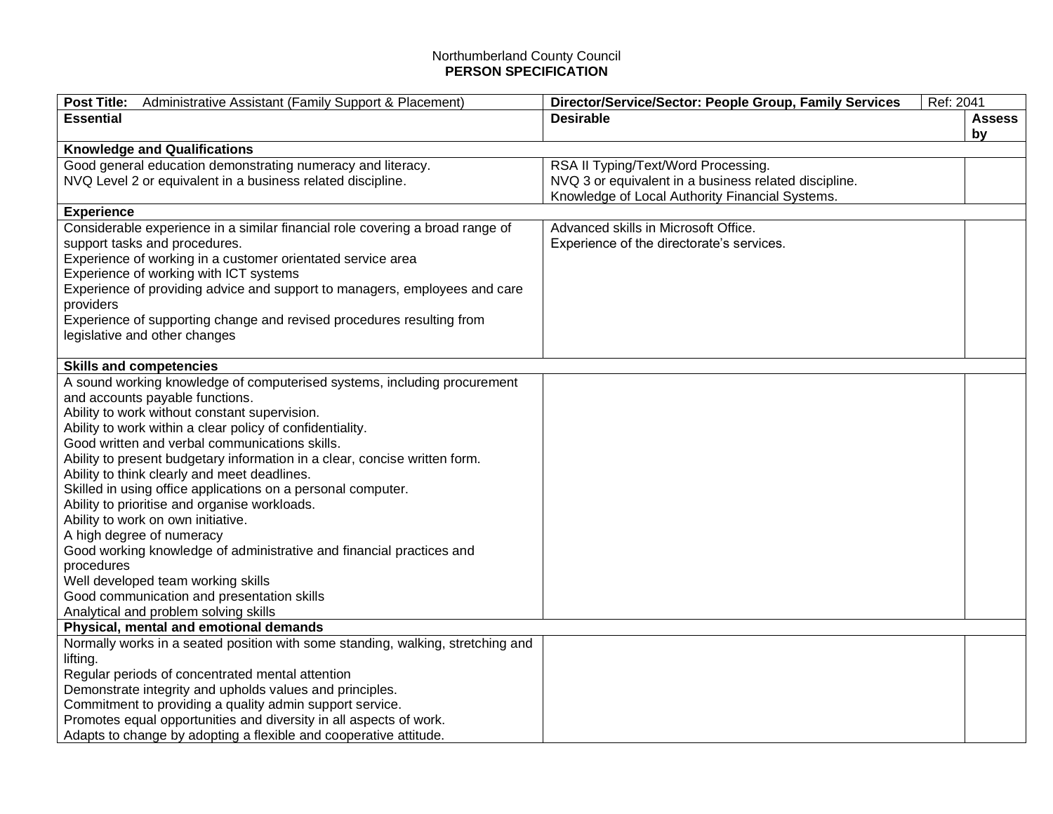Northumberland County Council
**PERSON SPECIFICATION**

| **Post Title:** Administrative Assistant (Family Support & Placement) | **Director/Service/Sector: People Group, Family Services** | Ref: 2041 |
|---|---|---|
| **Essential** | **Desirable** | **Assess by** |
| **Knowledge and Qualifications** | | |
| Good general education demonstrating numeracy and literacy.<br>NVQ Level 2 or equivalent in a business related discipline. | RSA II Typing/Text/Word Processing.<br>NVQ 3 or equivalent in a business related discipline.<br>Knowledge of Local Authority Financial Systems. | |
| **Experience** | | |
| Considerable experience in a similar financial role covering a broad range of support tasks and procedures.<br>Experience of working in a customer orientated service area<br>Experience of working with ICT systems<br>Experience of providing advice and support to managers, employees and care providers<br>Experience of supporting change and revised procedures resulting from legislative and other changes | Advanced skills in Microsoft Office.<br>Experience of the directorate's services. | |
| **Skills and competencies** | | |
| A sound working knowledge of computerised systems, including procurement and accounts payable functions.<br>Ability to work without constant supervision.<br>Ability to work within a clear policy of confidentiality.<br>Good written and verbal communications skills.<br>Ability to present budgetary information in a clear, concise written form.<br>Ability to think clearly and meet deadlines.<br>Skilled in using office applications on a personal computer.<br>Ability to prioritise and organise workloads.<br>Ability to work on own initiative.<br>A high degree of numeracy<br>Good working knowledge of administrative and financial practices and procedures<br>Well developed team working skills<br>Good communication and presentation skills<br>Analytical and problem solving skills | | |
| **Physical, mental and emotional demands** | | |
| Normally works in a seated position with some standing, walking, stretching and lifting.<br>Regular periods of concentrated mental attention<br>Demonstrate integrity and upholds values and principles.<br>Commitment to providing a quality admin support service.<br>Promotes equal opportunities and diversity in all aspects of work.<br>Adapts to change by adopting a flexible and cooperative attitude. | | |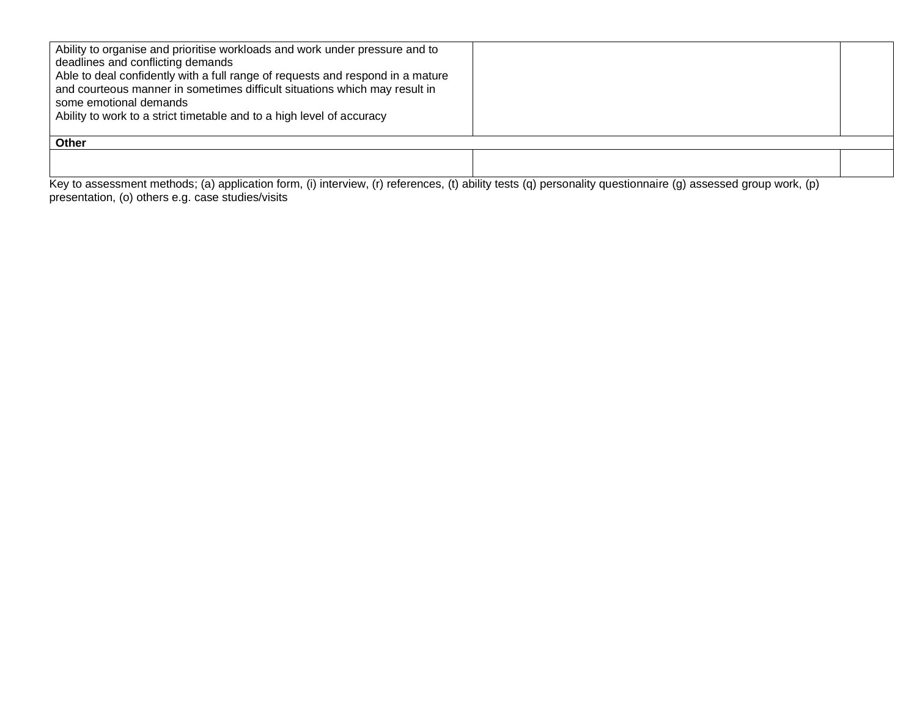| | | |
|---|---|---|
| Ability to organise and prioritise workloads and work under pressure and to deadlines and conflicting demands<br>Able to deal confidently with a full range of requests and respond in a mature and courteous manner in sometimes difficult situations which may result in some emotional demands<br>Ability to work to a strict timetable and to a high level of accuracy | | |
| **Other** | | |
| | | |

Key to assessment methods; (a) application form, (i) interview, (r) references, (t) ability tests (q) personality questionnaire (g) assessed group work, (p) presentation, (o) others e.g. case studies/visits